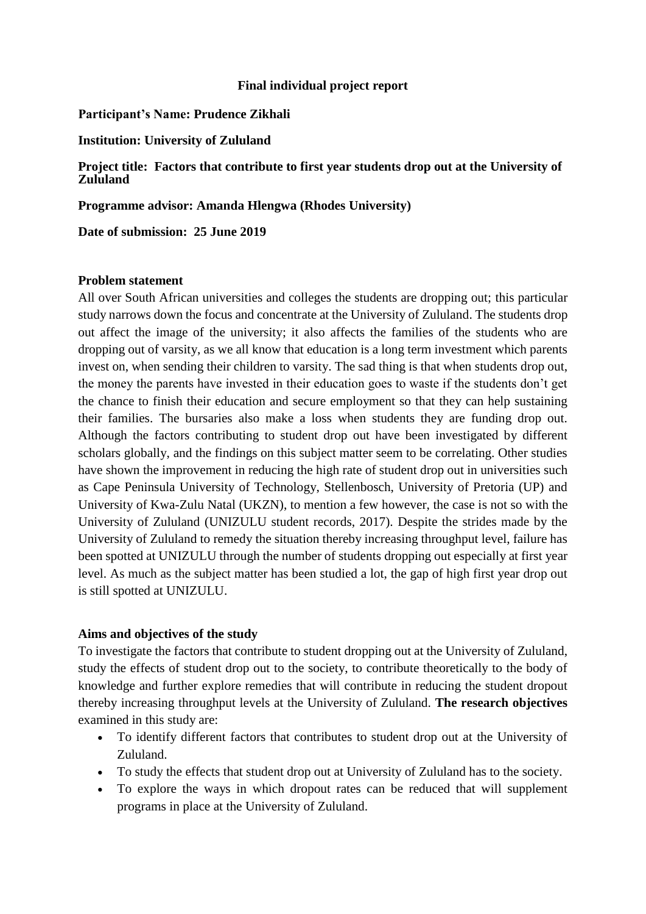**Final individual project report**

**Participant's Name: Prudence Zikhali**

**Institution: University of Zululand**

**Project title: Factors that contribute to first year students drop out at the University of Zululand**

**Programme advisor: Amanda Hlengwa (Rhodes University)**

**Date of submission: 25 June 2019**

**Problem statement**

All over South African universities and colleges the students are dropping out; this particular study narrows down the focus and concentrate at the University of Zululand. The students drop out affect the image of the university; it also affects the families of the students who are dropping out of varsity, as we all know that education is a long term investment which parents invest on, when sending their children to varsity. The sad thing is that when students drop out, the money the parents have invested in their education goes to waste if the students don't get the chance to finish their education and secure employment so that they can help sustaining their families. The bursaries also make a loss when students they are funding drop out. Although the factors contributing to student drop out have been investigated by different scholars globally, and the findings on this subject matter seem to be correlating. Other studies have shown the improvement in reducing the high rate of student drop out in universities such as Cape Peninsula University of Technology, Stellenbosch, University of Pretoria (UP) and University of Kwa-Zulu Natal (UKZN), to mention a few however, the case is not so with the University of Zululand (UNIZULU student records, 2017). Despite the strides made by the University of Zululand to remedy the situation thereby increasing throughput level, failure has been spotted at UNIZULU through the number of students dropping out especially at first year level. As much as the subject matter has been studied a lot, the gap of high first year drop out is still spotted at UNIZULU.

**Aims and objectives of the study**

To investigate the factors that contribute to student dropping out at the University of Zululand, study the effects of student drop out to the society, to contribute theoretically to the body of knowledge and further explore remedies that will contribute in reducing the student dropout thereby increasing throughput levels at the University of Zululand. **The research objectives** examined in this study are:

- To identify different factors that contributes to student drop out at the University of Zululand.
- To study the effects that student drop out at University of Zululand has to the society.
- To explore the ways in which dropout rates can be reduced that will supplement programs in place at the University of Zululand.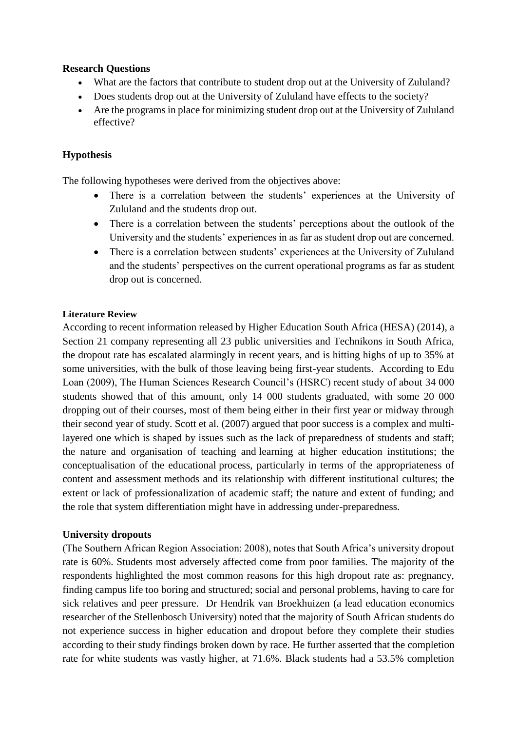**Research Questions**

- What are the factors that contribute to student drop out at the University of Zululand?
- Does students drop out at the University of Zululand have effects to the society?
- Are the programs in place for minimizing student drop out at the University of Zululand effective?

**Hypothesis**

The following hypotheses were derived from the objectives above:

- There is a correlation between the students' experiences at the University of Zululand and the students drop out.
- There is a correlation between the students' perceptions about the outlook of the University and the students' experiences in as far as student drop out are concerned.
- There is a correlation between students' experiences at the University of Zululand and the students' perspectives on the current operational programs as far as student drop out is concerned.

**Literature Review**

According to recent information released by Higher Education South Africa (HESA) (2014), a Section 21 company representing all 23 public universities and Technikons in South Africa, the dropout rate has escalated alarmingly in recent years, and is hitting highs of up to 35% at some universities, with the bulk of those leaving being first-year students. According to Edu Loan (2009), The Human Sciences Research Council's (HSRC) recent study of about 34 000 students showed that of this amount, only 14 000 students graduated, with some 20 000 dropping out of their courses, most of them being either in their first year or midway through their second year of study. Scott et al. (2007) argued that poor success is a complex and multi-layered one which is shaped by issues such as the lack of preparedness of students and staff; the nature and organisation of teaching and learning at higher education institutions; the conceptualisation of the educational process, particularly in terms of the appropriateness of content and assessment methods and its relationship with different institutional cultures; the extent or lack of professionalization of academic staff; the nature and extent of funding; and the role that system differentiation might have in addressing under-preparedness.

**University dropouts**

(The Southern African Region Association: 2008), notes that South Africa's university dropout rate is 60%. Students most adversely affected come from poor families. The majority of the respondents highlighted the most common reasons for this high dropout rate as: pregnancy, finding campus life too boring and structured; social and personal problems, having to care for sick relatives and peer pressure. Dr Hendrik van Broekhuizen (a lead education economics researcher of the Stellenbosch University) noted that the majority of South African students do not experience success in higher education and dropout before they complete their studies according to their study findings broken down by race. He further asserted that the completion rate for white students was vastly higher, at 71.6%. Black students had a 53.5% completion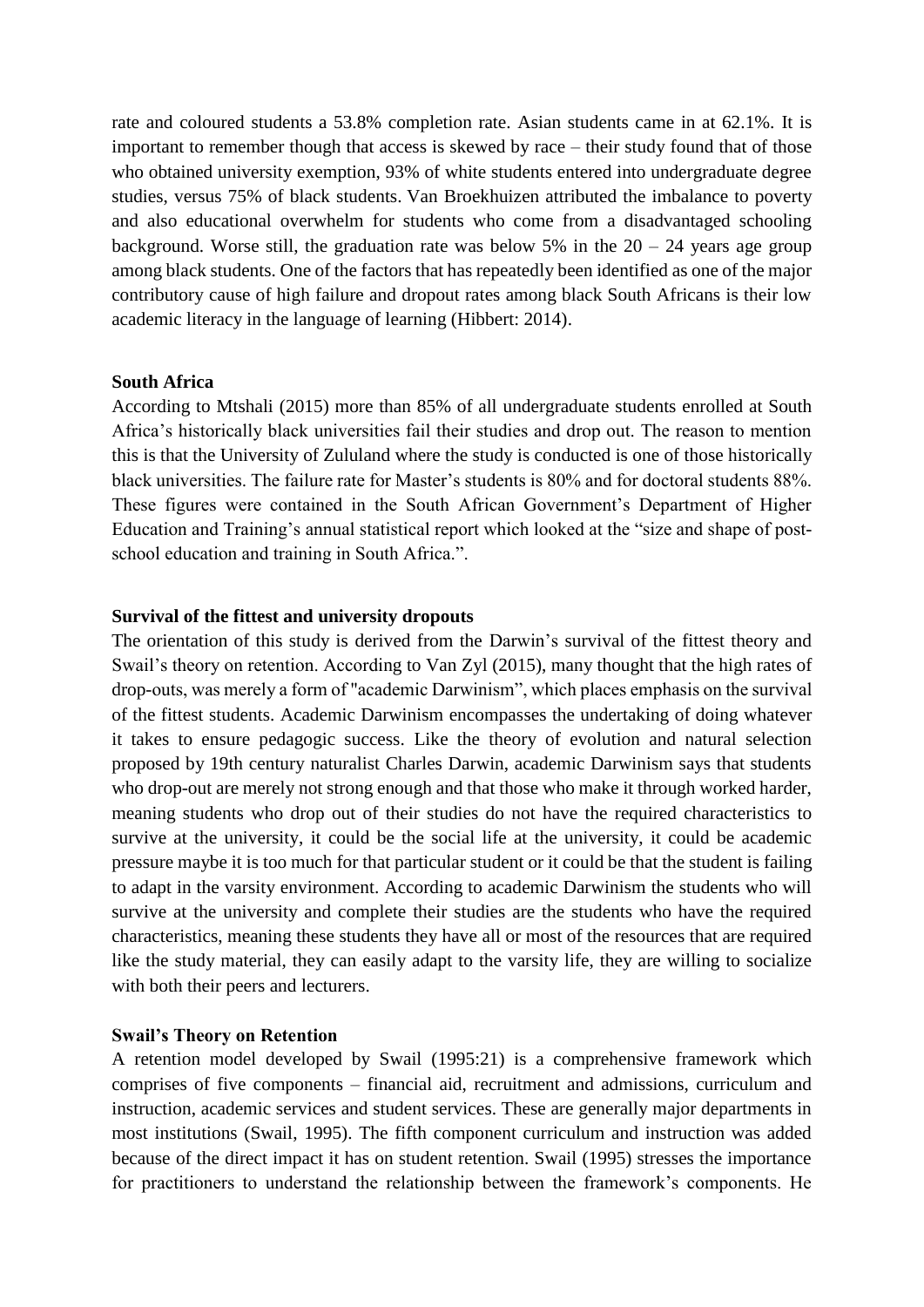rate and coloured students a 53.8% completion rate. Asian students came in at 62.1%. It is important to remember though that access is skewed by race – their study found that of those who obtained university exemption, 93% of white students entered into undergraduate degree studies, versus 75% of black students. Van Broekhuizen attributed the imbalance to poverty and also educational overwhelm for students who come from a disadvantaged schooling background. Worse still, the graduation rate was below 5% in the 20 – 24 years age group among black students. One of the factors that has repeatedly been identified as one of the major contributory cause of high failure and dropout rates among black South Africans is their low academic literacy in the language of learning (Hibbert: 2014).

**South Africa**

According to Mtshali (2015) more than 85% of all undergraduate students enrolled at South Africa's historically black universities fail their studies and drop out. The reason to mention this is that the University of Zululand where the study is conducted is one of those historically black universities. The failure rate for Master's students is 80% and for doctoral students 88%. These figures were contained in the South African Government's Department of Higher Education and Training's annual statistical report which looked at the "size and shape of post-school education and training in South Africa.".

**Survival of the fittest and university dropouts**

The orientation of this study is derived from the Darwin's survival of the fittest theory and Swail's theory on retention. According to Van Zyl (2015), many thought that the high rates of drop-outs, was merely a form of "academic Darwinism", which places emphasis on the survival of the fittest students. Academic Darwinism encompasses the undertaking of doing whatever it takes to ensure pedagogic success. Like the theory of evolution and natural selection proposed by 19th century naturalist Charles Darwin, academic Darwinism says that students who drop-out are merely not strong enough and that those who make it through worked harder, meaning students who drop out of their studies do not have the required characteristics to survive at the university, it could be the social life at the university, it could be academic pressure maybe it is too much for that particular student or it could be that the student is failing to adapt in the varsity environment. According to academic Darwinism the students who will survive at the university and complete their studies are the students who have the required characteristics, meaning these students they have all or most of the resources that are required like the study material, they can easily adapt to the varsity life, they are willing to socialize with both their peers and lecturers.

**Swail's Theory on Retention**

A retention model developed by Swail (1995:21) is a comprehensive framework which comprises of five components – financial aid, recruitment and admissions, curriculum and instruction, academic services and student services. These are generally major departments in most institutions (Swail, 1995). The fifth component curriculum and instruction was added because of the direct impact it has on student retention. Swail (1995) stresses the importance for practitioners to understand the relationship between the framework's components. He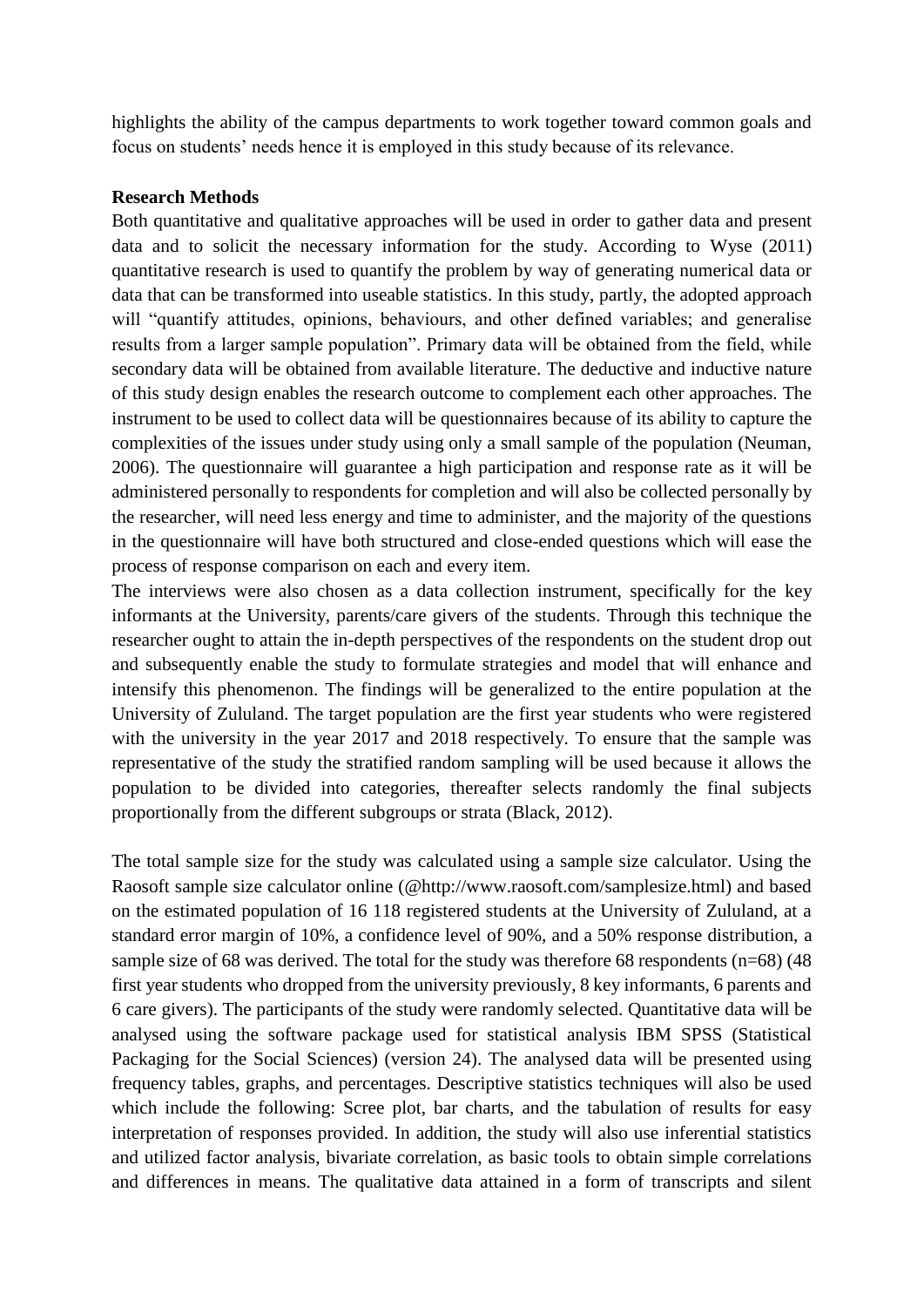highlights the ability of the campus departments to work together toward common goals and focus on students' needs hence it is employed in this study because of its relevance.

**Research Methods**

Both quantitative and qualitative approaches will be used in order to gather data and present data and to solicit the necessary information for the study. According to Wyse (2011) quantitative research is used to quantify the problem by way of generating numerical data or data that can be transformed into useable statistics. In this study, partly, the adopted approach will "quantify attitudes, opinions, behaviours, and other defined variables; and generalise results from a larger sample population". Primary data will be obtained from the field, while secondary data will be obtained from available literature. The deductive and inductive nature of this study design enables the research outcome to complement each other approaches. The instrument to be used to collect data will be questionnaires because of its ability to capture the complexities of the issues under study using only a small sample of the population (Neuman, 2006). The questionnaire will guarantee a high participation and response rate as it will be administered personally to respondents for completion and will also be collected personally by the researcher, will need less energy and time to administer, and the majority of the questions in the questionnaire will have both structured and close-ended questions which will ease the process of response comparison on each and every item.

The interviews were also chosen as a data collection instrument, specifically for the key informants at the University, parents/care givers of the students. Through this technique the researcher ought to attain the in-depth perspectives of the respondents on the student drop out and subsequently enable the study to formulate strategies and model that will enhance and intensify this phenomenon. The findings will be generalized to the entire population at the University of Zululand. The target population are the first year students who were registered with the university in the year 2017 and 2018 respectively. To ensure that the sample was representative of the study the stratified random sampling will be used because it allows the population to be divided into categories, thereafter selects randomly the final subjects proportionally from the different subgroups or strata (Black, 2012).

The total sample size for the study was calculated using a sample size calculator. Using the Raosoft sample size calculator online (@http://www.raosoft.com/samplesize.html) and based on the estimated population of 16 118 registered students at the University of Zululand, at a standard error margin of 10%, a confidence level of 90%, and a 50% response distribution, a sample size of 68 was derived. The total for the study was therefore 68 respondents (n=68) (48 first year students who dropped from the university previously, 8 key informants, 6 parents and 6 care givers). The participants of the study were randomly selected. Quantitative data will be analysed using the software package used for statistical analysis IBM SPSS (Statistical Packaging for the Social Sciences) (version 24). The analysed data will be presented using frequency tables, graphs, and percentages. Descriptive statistics techniques will also be used which include the following: Scree plot, bar charts, and the tabulation of results for easy interpretation of responses provided. In addition, the study will also use inferential statistics and utilized factor analysis, bivariate correlation, as basic tools to obtain simple correlations and differences in means. The qualitative data attained in a form of transcripts and silent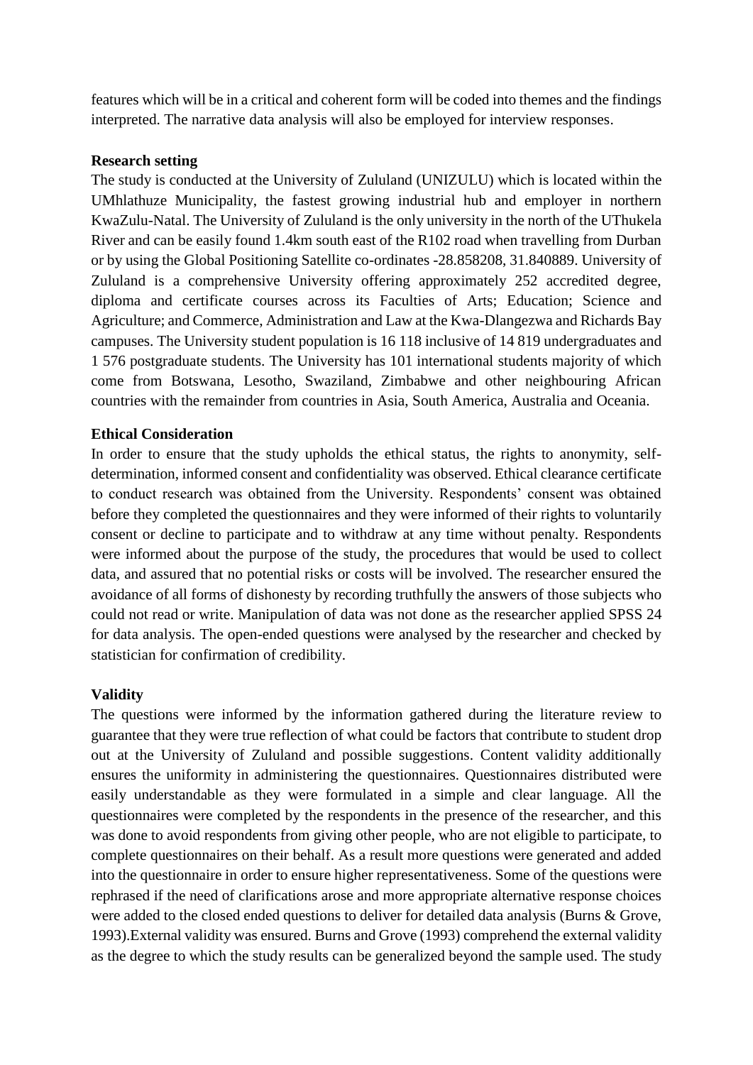features which will be in a critical and coherent form will be coded into themes and the findings interpreted. The narrative data analysis will also be employed for interview responses.

**Research setting**

The study is conducted at the University of Zululand (UNIZULU) which is located within the UMhlathuze Municipality, the fastest growing industrial hub and employer in northern KwaZulu-Natal. The University of Zululand is the only university in the north of the UThukela River and can be easily found 1.4km south east of the R102 road when travelling from Durban or by using the Global Positioning Satellite co-ordinates -28.858208, 31.840889. University of Zululand is a comprehensive University offering approximately 252 accredited degree, diploma and certificate courses across its Faculties of Arts; Education; Science and Agriculture; and Commerce, Administration and Law at the Kwa-Dlangezwa and Richards Bay campuses. The University student population is 16 118 inclusive of 14 819 undergraduates and 1 576 postgraduate students. The University has 101 international students majority of which come from Botswana, Lesotho, Swaziland, Zimbabwe and other neighbouring African countries with the remainder from countries in Asia, South America, Australia and Oceania.

**Ethical Consideration**

In order to ensure that the study upholds the ethical status, the rights to anonymity, self-determination, informed consent and confidentiality was observed. Ethical clearance certificate to conduct research was obtained from the University. Respondents' consent was obtained before they completed the questionnaires and they were informed of their rights to voluntarily consent or decline to participate and to withdraw at any time without penalty. Respondents were informed about the purpose of the study, the procedures that would be used to collect data, and assured that no potential risks or costs will be involved. The researcher ensured the avoidance of all forms of dishonesty by recording truthfully the answers of those subjects who could not read or write. Manipulation of data was not done as the researcher applied SPSS 24 for data analysis. The open-ended questions were analysed by the researcher and checked by statistician for confirmation of credibility.

**Validity**

The questions were informed by the information gathered during the literature review to guarantee that they were true reflection of what could be factors that contribute to student drop out at the University of Zululand and possible suggestions. Content validity additionally ensures the uniformity in administering the questionnaires. Questionnaires distributed were easily understandable as they were formulated in a simple and clear language. All the questionnaires were completed by the respondents in the presence of the researcher, and this was done to avoid respondents from giving other people, who are not eligible to participate, to complete questionnaires on their behalf. As a result more questions were generated and added into the questionnaire in order to ensure higher representativeness. Some of the questions were rephrased if the need of clarifications arose and more appropriate alternative response choices were added to the closed ended questions to deliver for detailed data analysis (Burns & Grove, 1993).External validity was ensured. Burns and Grove (1993) comprehend the external validity as the degree to which the study results can be generalized beyond the sample used. The study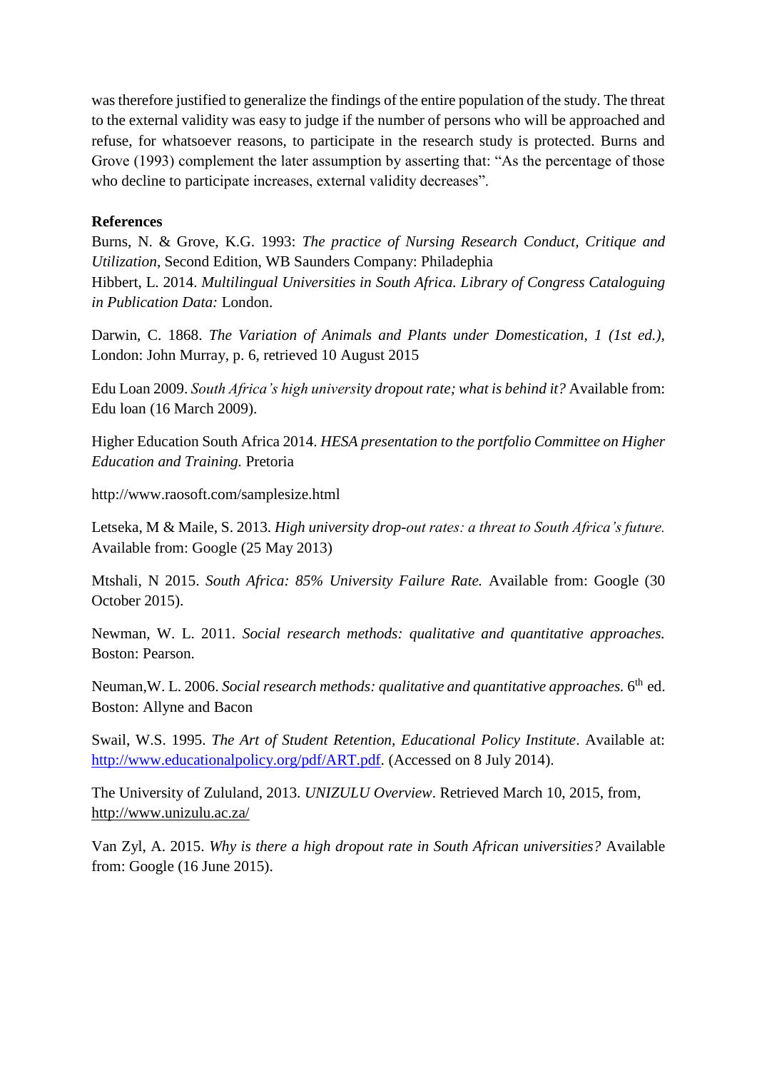was therefore justified to generalize the findings of the entire population of the study. The threat to the external validity was easy to judge if the number of persons who will be approached and refuse, for whatsoever reasons, to participate in the research study is protected. Burns and Grove (1993) complement the later assumption by asserting that: "As the percentage of those who decline to participate increases, external validity decreases".

**References**

Burns, N. & Grove, K.G. 1993: *The practice of Nursing Research Conduct, Critique and Utilization*, Second Edition, WB Saunders Company: Philadephia
Hibbert, L. 2014. *Multilingual Universities in South Africa. Library of Congress Cataloguing in Publication Data:* London.

Darwin, C. 1868. *The Variation of Animals and Plants under Domestication, 1 (1st ed.),* London: John Murray, p. 6, retrieved 10 August 2015

Edu Loan 2009. *South Africa's high university dropout rate; what is behind it?* Available from: Edu loan (16 March 2009).

Higher Education South Africa 2014. *HESA presentation to the portfolio Committee on Higher Education and Training.* Pretoria

http://www.raosoft.com/samplesize.html

Letseka, M & Maile, S. 2013. *High university drop-out rates: a threat to South Africa's future.* Available from: Google (25 May 2013)

Mtshali, N 2015. *South Africa: 85% University Failure Rate.* Available from: Google (30 October 2015).

Newman, W. L. 2011. *Social research methods: qualitative and quantitative approaches.* Boston: Pearson.

Neuman,W. L. 2006. *Social research methods: qualitative and quantitative approaches.* 6th ed. Boston: Allyne and Bacon

Swail, W.S. 1995. *The Art of Student Retention, Educational Policy Institute*. Available at: http://www.educationalpolicy.org/pdf/ART.pdf. (Accessed on 8 July 2014).

The University of Zululand, 2013. *UNIZULU Overview*. Retrieved March 10, 2015, from, http://www.unizulu.ac.za/

Van Zyl, A. 2015. *Why is there a high dropout rate in South African universities?* Available from: Google (16 June 2015).